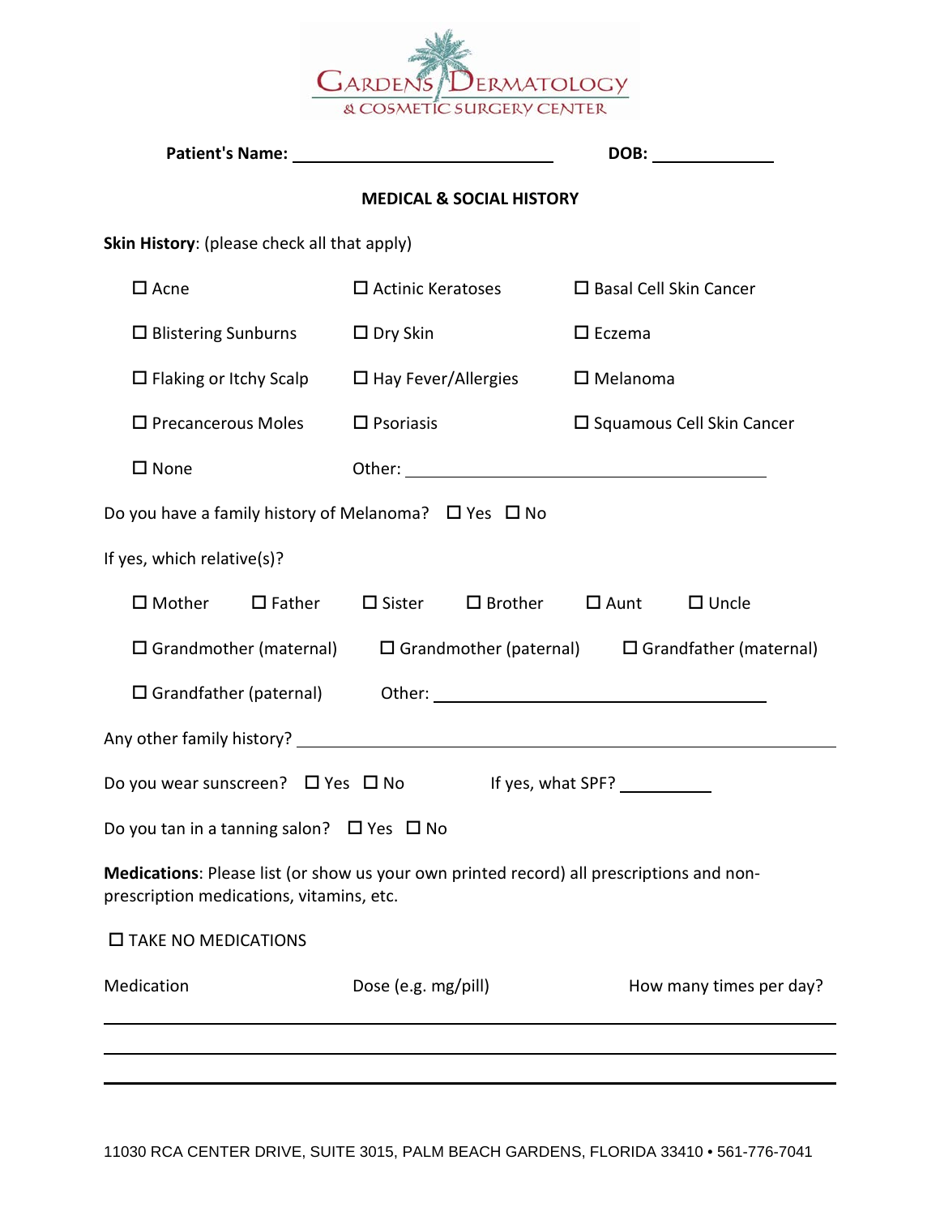# GARDENS DERMATOLOGY
## & COSMETIC SURGERY CENTER

**Patient's Name:** ______________________________ **DOB:** _____________

**MEDICAL & SOCIAL HISTORY**

**Skin History**: (please check all that apply)

☐ Acne ☐ Actinic Keratoses ☐ Basal Cell Skin Cancer

☐ Blistering Sunburns ☐ Dry Skin ☐ Eczema

☐ Flaking or Itchy Scalp ☐ Hay Fever/Allergies ☐ Melanoma

☐ Precancerous Moles ☐ Psoriasis ☐ Squamous Cell Skin Cancer

☐ None Other: ________________________________________

Do you have a family history of Melanoma? ☐ Yes ☐ No

If yes, which relative(s)?

☐ Mother ☐ Father ☐ Sister ☐ Brother ☐ Aunt ☐ Uncle

☐ Grandmother (maternal) ☐ Grandmother (paternal) ☐ Grandfather (maternal)

☐ Grandfather (paternal) Other: ____________________________________

Any other family history? ____________________________________________________________

Do you wear sunscreen? ☐ Yes ☐ No If yes, what SPF? __________

Do you tan in a tanning salon? ☐ Yes ☐ No

**Medications**: Please list (or show us your own printed record) all prescriptions and non-prescription medications, vitamins, etc.

☐ TAKE NO MEDICATIONS

| Medication | Dose (e.g. mg/pill) | How many times per day? |
|---|---|---|
| | | |
| | | |
| | | |

11030 RCA CENTER DRIVE, SUITE 3015, PALM BEACH GARDENS, FLORIDA 33410 • 561-776-7041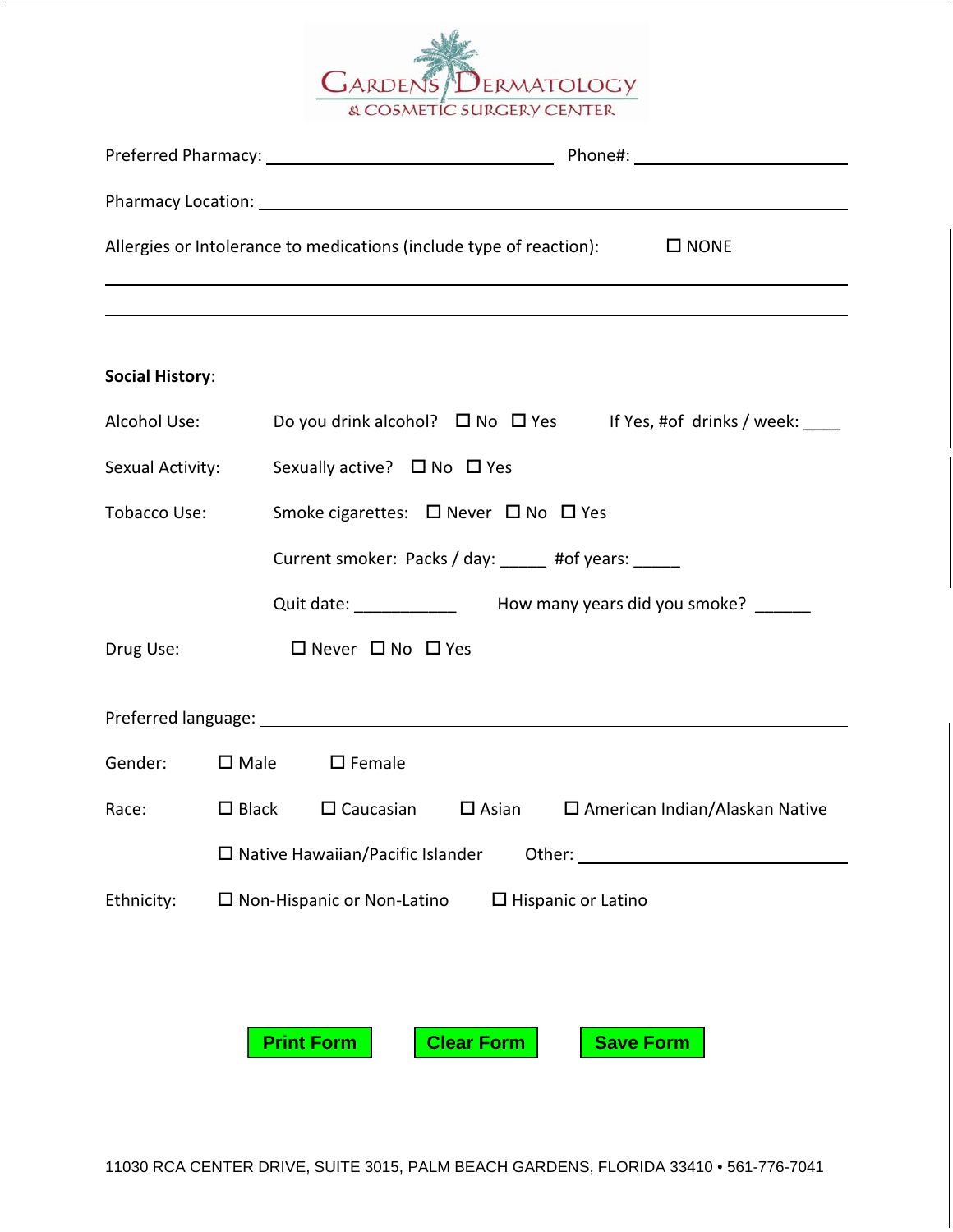# GARDENS DERMATOLOGY
## & COSMETIC SURGERY CENTER

Preferred Pharmacy: ______________________________ Phone#: ____________________

Pharmacy Location: ______________________________________________________

Allergies or Intolerance to medications (include type of reaction): ☐ NONE

______________________________________________________________________

______________________________________________________________________

**Social History**:

Alcohol Use: Do you drink alcohol? ☐ No ☐ Yes If Yes, #of drinks / week: ____

Sexual Activity: Sexually active? ☐ No ☐ Yes

Tobacco Use: Smoke cigarettes: ☐ Never ☐ No ☐ Yes

Current smoker: Packs / day: _____ #of years: _____

Quit date: ___________ How many years did you smoke? ______

Drug Use: ☐ Never ☐ No ☐ Yes

Preferred language: ______________________________________________________

Gender: ☐ Male ☐ Female

Race: ☐ Black ☐ Caucasian ☐ Asian ☐ American Indian/Alaskan Native

☐ Native Hawaiian/Pacific Islander Other: ____________________

Ethnicity: ☐ Non-Hispanic or Non-Latino ☐ Hispanic or Latino

Print Form Clear Form Save Form

11030 RCA CENTER DRIVE, SUITE 3015, PALM BEACH GARDENS, FLORIDA 33410 • 561-776-7041